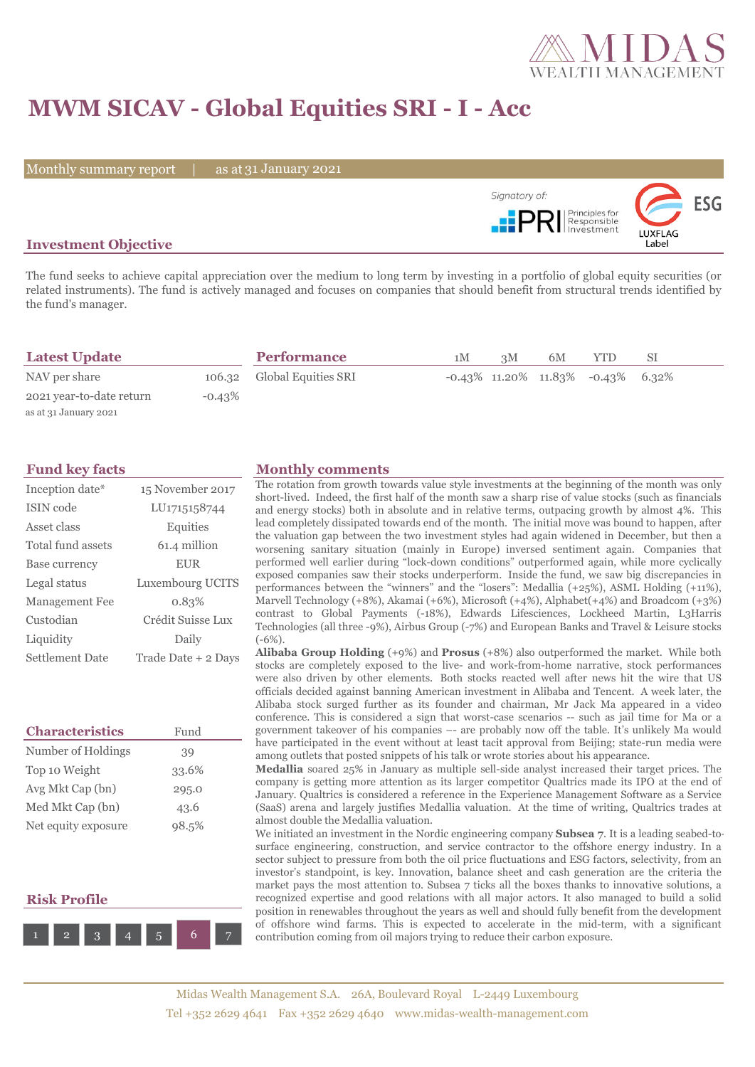# MWM SICAV - Global Equities SRI - I - Acc

Monthly summary report | as at 31 January 2021

Signatory of: PRI Principles for Responsible Investment

ESG LUXFLAG Label

## Investment Objective

The fund seeks to achieve capital appreciation over the medium to long term by investing in a portfolio of global equity securities (or related instruments). The fund is actively managed and focuses on companies that should benefit from structural trends identified by the fund's manager.

## Latest Update

| | |
|---|---|
| NAV per share | 106.32 |
| 2021 year-to-date return | -0.43% |

as at 31 January 2021

## Performance

| | 1M | 3M | 6M | YTD | SI |
|---|---|---|---|---|---|
| Global Equities SRI | -0.43% | 11.20% | 11.83% | -0.43% | 6.32% |

## Fund key facts

| | |
|---|---|
| Inception date* | 15 November 2017 |
| ISIN code | LU1715158744 |
| Asset class | Equities |
| Total fund assets | 61.4 million |
| Base currency | EUR |
| Legal status | Luxembourg UCITS |
| Management Fee | 0.83% |
| Custodian | Crédit Suisse Lux |
| Liquidity | Daily |
| Settlement Date | Trade Date + 2 Days |

## Characteristics

| | Fund |
|---|---|
| Number of Holdings | 39 |
| Top 10 Weight | 33.6% |
| Avg Mkt Cap (bn) | 295.0 |
| Med Mkt Cap (bn) | 43.6 |
| Net equity exposure | 98.5% |

## Risk Profile

1 2 3 4 5 **6** 7

## Monthly comments

The rotation from growth towards value style investments at the beginning of the month was only short-lived. Indeed, the first half of the month saw a sharp rise of value stocks (such as financials and energy stocks) both in absolute and in relative terms, outpacing growth by almost 4%. This lead completely dissipated towards end of the month. The initial move was bound to happen, after the valuation gap between the two investment styles had again widened in December, but then a worsening sanitary situation (mainly in Europe) inversed sentiment again. Companies that performed well earlier during "lock-down conditions" outperformed again, while more cyclically exposed companies saw their stocks underperform. Inside the fund, we saw big discrepancies in performances between the "winners" and the "losers": Medallia (+25%), ASML Holding (+11%), Marvell Technology (+8%), Akamai (+6%), Microsoft (+4%), Alphabet(+4%) and Broadcom (+3%) contrast to Global Payments (-18%), Edwards Lifesciences, Lockheed Martin, L3Harris Technologies (all three -9%), Airbus Group (-7%) and European Banks and Travel & Leisure stocks (-6%).

**Alibaba Group Holding** (+9%) and **Prosus** (+8%) also outperformed the market. While both stocks are completely exposed to the live- and work-from-home narrative, stock performances were also driven by other elements. Both stocks reacted well after news hit the wire that US officials decided against banning American investment in Alibaba and Tencent. A week later, the Alibaba stock surged further as its founder and chairman, Mr Jack Ma appeared in a video conference. This is considered a sign that worst-case scenarios -- such as jail time for Ma or a government takeover of his companies –- are probably now off the table. It's unlikely Ma would have participated in the event without at least tacit approval from Beijing; state-run media were among outlets that posted snippets of his talk or wrote stories about his appearance.

**Medallia** soared 25% in January as multiple sell-side analyst increased their target prices. The company is getting more attention as its larger competitor Qualtrics made its IPO at the end of January. Qualtrics is considered a reference in the Experience Management Software as a Service (SaaS) arena and largely justifies Medallia valuation. At the time of writing, Qualtrics trades at almost double the Medallia valuation.

We initiated an investment in the Nordic engineering company **Subsea 7**. It is a leading seabed-to-surface engineering, construction, and service contractor to the offshore energy industry. In a sector subject to pressure from both the oil price fluctuations and ESG factors, selectivity, from an investor's standpoint, is key. Innovation, balance sheet and cash generation are the criteria the market pays the most attention to. Subsea 7 ticks all the boxes thanks to innovative solutions, a recognized expertise and good relations with all major actors. It also managed to build a solid position in renewables throughout the years as well and should fully benefit from the development of offshore wind farms. This is expected to accelerate in the mid-term, with a significant contribution coming from oil majors trying to reduce their carbon exposure.

Midas Wealth Management S.A. 26A, Boulevard Royal L-2449 Luxembourg
Tel +352 2629 4641 Fax +352 2629 4640 www.midas-wealth-management.com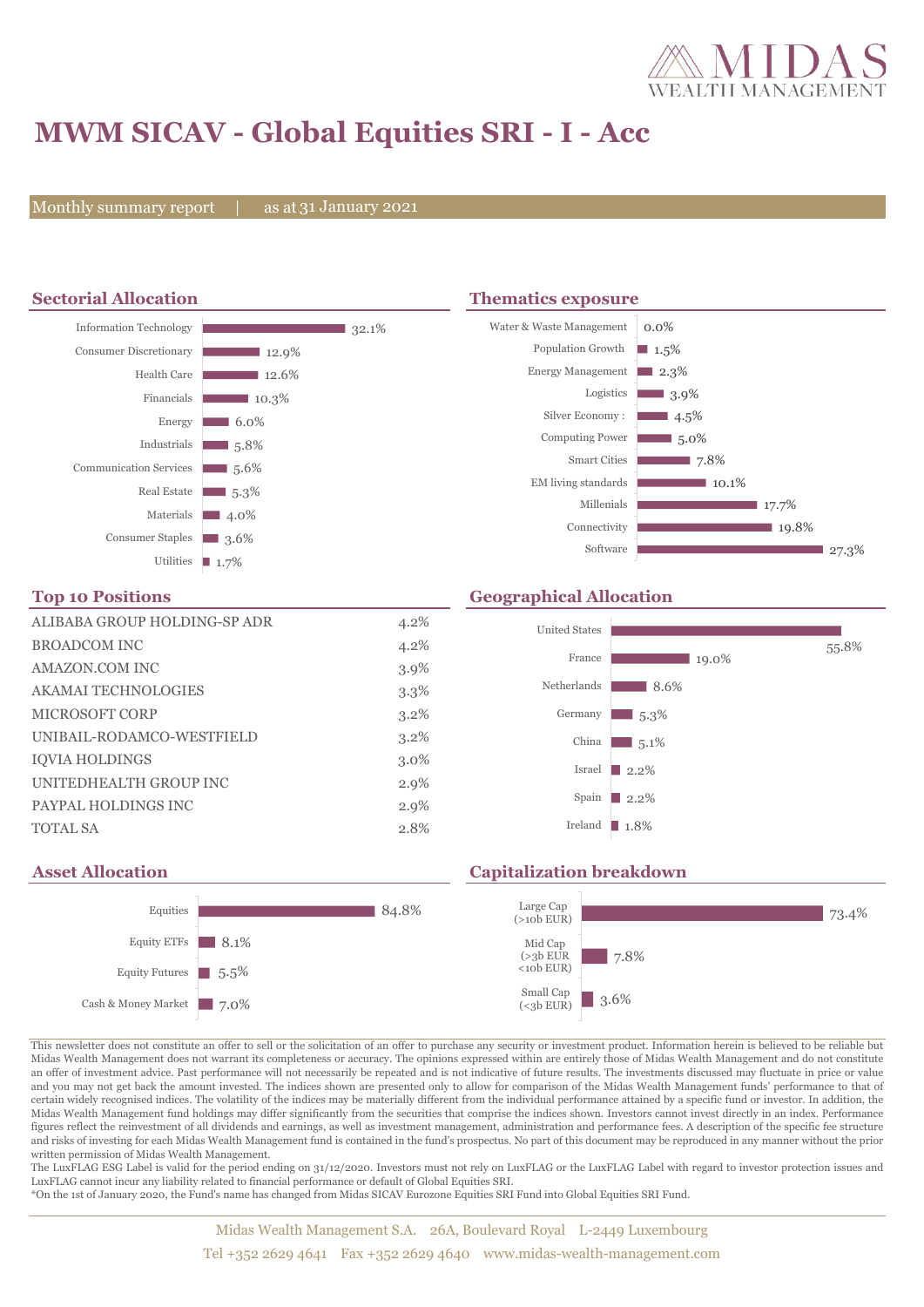# MWM SICAV - Global Equities SRI - I - Acc

Monthly summary report | as at 31 January 2021

## Sectorial Allocation

Information Technology 32.1%
Consumer Discretionary 12.9%
Health Care 12.6%
Financials 10.3%
Energy 6.0%
Industrials 5.8%
Communication Services 5.6%
Real Estate 5.3%
Materials 4.0%
Consumer Staples 3.6%
Utilities 1.7%

## Thematics exposure

Water & Waste Management 0.0%
Population Growth 1.5%
Energy Management 2.3%
Logistics 3.9%
Silver Economy : 4.5%
Computing Power 5.0%
Smart Cities 7.8%
EM living standards 10.1%
Millenials 17.7%
Connectivity 19.8%
Software 27.3%

## Top 10 Positions

| | |
|---|---|
| ALIBABA GROUP HOLDING-SP ADR | 4.2% |
| BROADCOM INC | 4.2% |
| AMAZON.COM INC | 3.9% |
| AKAMAI TECHNOLOGIES | 3.3% |
| MICROSOFT CORP | 3.2% |
| UNIBAIL-RODAMCO-WESTFIELD | 3.2% |
| IQVIA HOLDINGS | 3.0% |
| UNITEDHEALTH GROUP INC | 2.9% |
| PAYPAL HOLDINGS INC | 2.9% |
| TOTAL SA | 2.8% |

## Geographical Allocation

United States 55.8%
France 19.0%
Netherlands 8.6%
Germany 5.3%
China 5.1%
Israel 2.2%
Spain 2.2%
Ireland 1.8%

## Asset Allocation

Equities 84.8%
Equity ETFs 8.1%
Equity Futures 5.5%
Cash & Money Market 7.0%

## Capitalization breakdown

Large Cap (>10b EUR) 73.4%
Mid Cap (>3b EUR <10b EUR) 7.8%
Small Cap (<3b EUR) 3.6%

This newsletter does not constitute an offer to sell or the solicitation of an offer to purchase any security or investment product. Information herein is believed to be reliable but Midas Wealth Management does not warrant its completeness or accuracy. The opinions expressed within are entirely those of Midas Wealth Management and do not constitute an offer of investment advice. Past performance will not necessarily be repeated and is not indicative of future results. The investments discussed may fluctuate in price or value and you may not get back the amount invested. The indices shown are presented only to allow for comparison of the Midas Wealth Management funds' performance to that of certain widely recognised indices. The volatility of the indices may be materially different from the individual performance attained by a specific fund or investor. In addition, the Midas Wealth Management fund holdings may differ significantly from the securities that comprise the indices shown. Investors cannot invest directly in an index. Performance figures reflect the reinvestment of all dividends and earnings, as well as investment management, administration and performance fees. A description of the specific fee structure and risks of investing for each Midas Wealth Management fund is contained in the fund's prospectus. No part of this document may be reproduced in any manner without the prior written permission of Midas Wealth Management.

The LuxFLAG ESG Label is valid for the period ending on 31/12/2020. Investors must not rely on LuxFLAG or the LuxFLAG Label with regard to investor protection issues and LuxFLAG cannot incur any liability related to financial performance or default of Global Equities SRI.

*On the 1st of January 2020, the Fund's name has changed from Midas SICAV Eurozone Equities SRI Fund into Global Equities SRI Fund.

Midas Wealth Management S.A. 26A, Boulevard Royal L-2449 Luxembourg
Tel +352 2629 4641 Fax +352 2629 4640 www.midas-wealth-management.com